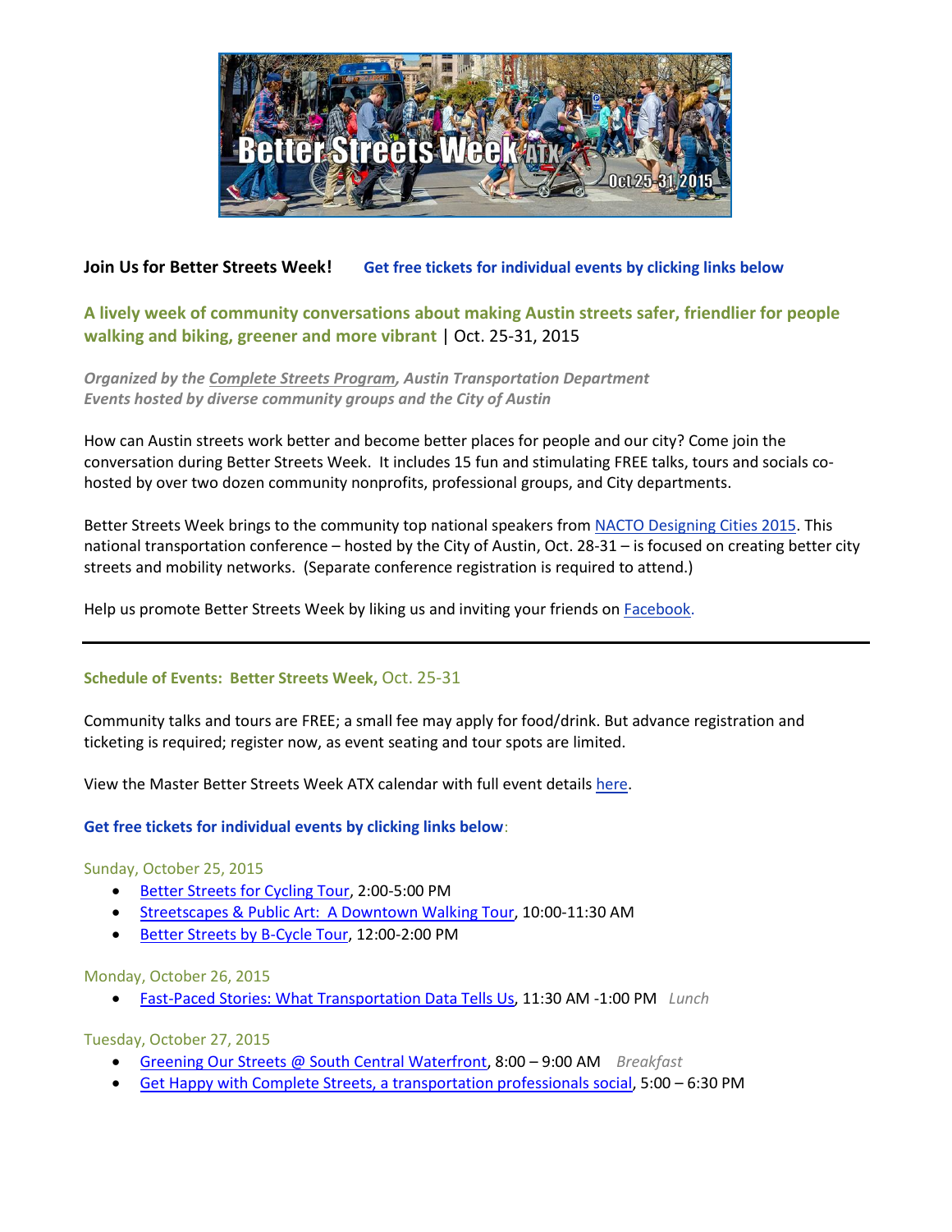**Join Us for Better Streets Week!** **Get free tickets for individual events by clicking links below**

**A lively week of community conversations about making Austin streets safer, friendlier for people walking and biking, greener and more vibrant** | Oct. 25-31, 2015

***Organized by the Complete Streets Program, Austin Transportation Department***
***Events hosted by diverse community groups and the City of Austin***

How can Austin streets work better and become better places for people and our city? Come join the conversation during Better Streets Week. It includes 15 fun and stimulating FREE talks, tours and socials co-hosted by over two dozen community nonprofits, professional groups, and City departments.

Better Streets Week brings to the community top national speakers from NACTO Designing Cities 2015. This national transportation conference – hosted by the City of Austin, Oct. 28-31 – is focused on creating better city streets and mobility networks. (Separate conference registration is required to attend.)

Help us promote Better Streets Week by liking us and inviting your friends on Facebook.

---

## Schedule of Events: Better Streets Week, Oct. 25-31

Community talks and tours are FREE; a small fee may apply for food/drink. But advance registration and ticketing is required; register now, as event seating and tour spots are limited.

View the Master Better Streets Week ATX calendar with full event details here.

**Get free tickets for individual events by clicking links below**:

### Sunday, October 25, 2015

- Better Streets for Cycling Tour, 2:00-5:00 PM
- Streetscapes & Public Art: A Downtown Walking Tour, 10:00-11:30 AM
- Better Streets by B-Cycle Tour, 12:00-2:00 PM

### Monday, October 26, 2015

- Fast-Paced Stories: What Transportation Data Tells Us, 11:30 AM -1:00 PM *Lunch*

### Tuesday, October 27, 2015

- Greening Our Streets @ South Central Waterfront, 8:00 – 9:00 AM *Breakfast*
- Get Happy with Complete Streets, a transportation professionals social, 5:00 – 6:30 PM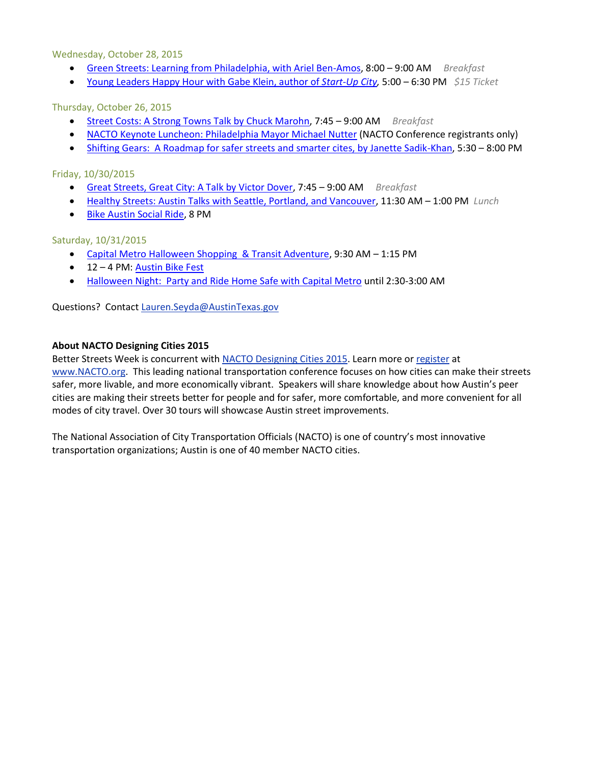Wednesday, October 28, 2015

- Green Streets: Learning from Philadelphia, with Ariel Ben-Amos, 8:00 – 9:00 AM *Breakfast*
- Young Leaders Happy Hour with Gabe Klein, author of *Start-Up City*, 5:00 – 6:30 PM *$15 Ticket*

Thursday, October 26, 2015

- Street Costs: A Strong Towns Talk by Chuck Marohn, 7:45 – 9:00 AM *Breakfast*
- NACTO Keynote Luncheon: Philadelphia Mayor Michael Nutter (NACTO Conference registrants only)
- Shifting Gears: A Roadmap for safer streets and smarter cites, by Janette Sadik-Khan, 5:30 – 8:00 PM

Friday, 10/30/2015

- Great Streets, Great City: A Talk by Victor Dover, 7:45 – 9:00 AM *Breakfast*
- Healthy Streets: Austin Talks with Seattle, Portland, and Vancouver, 11:30 AM – 1:00 PM *Lunch*
- Bike Austin Social Ride, 8 PM

Saturday, 10/31/2015

- Capital Metro Halloween Shopping & Transit Adventure, 9:30 AM – 1:15 PM
- 12 – 4 PM: Austin Bike Fest
- Halloween Night: Party and Ride Home Safe with Capital Metro until 2:30-3:00 AM

Questions? Contact Lauren.Seyda@AustinTexas.gov

**About NACTO Designing Cities 2015**

Better Streets Week is concurrent with NACTO Designing Cities 2015. Learn more or register at www.NACTO.org. This leading national transportation conference focuses on how cities can make their streets safer, more livable, and more economically vibrant. Speakers will share knowledge about how Austin's peer cities are making their streets better for people and for safer, more comfortable, and more convenient for all modes of city travel. Over 30 tours will showcase Austin street improvements.

The National Association of City Transportation Officials (NACTO) is one of country's most innovative transportation organizations; Austin is one of 40 member NACTO cities.